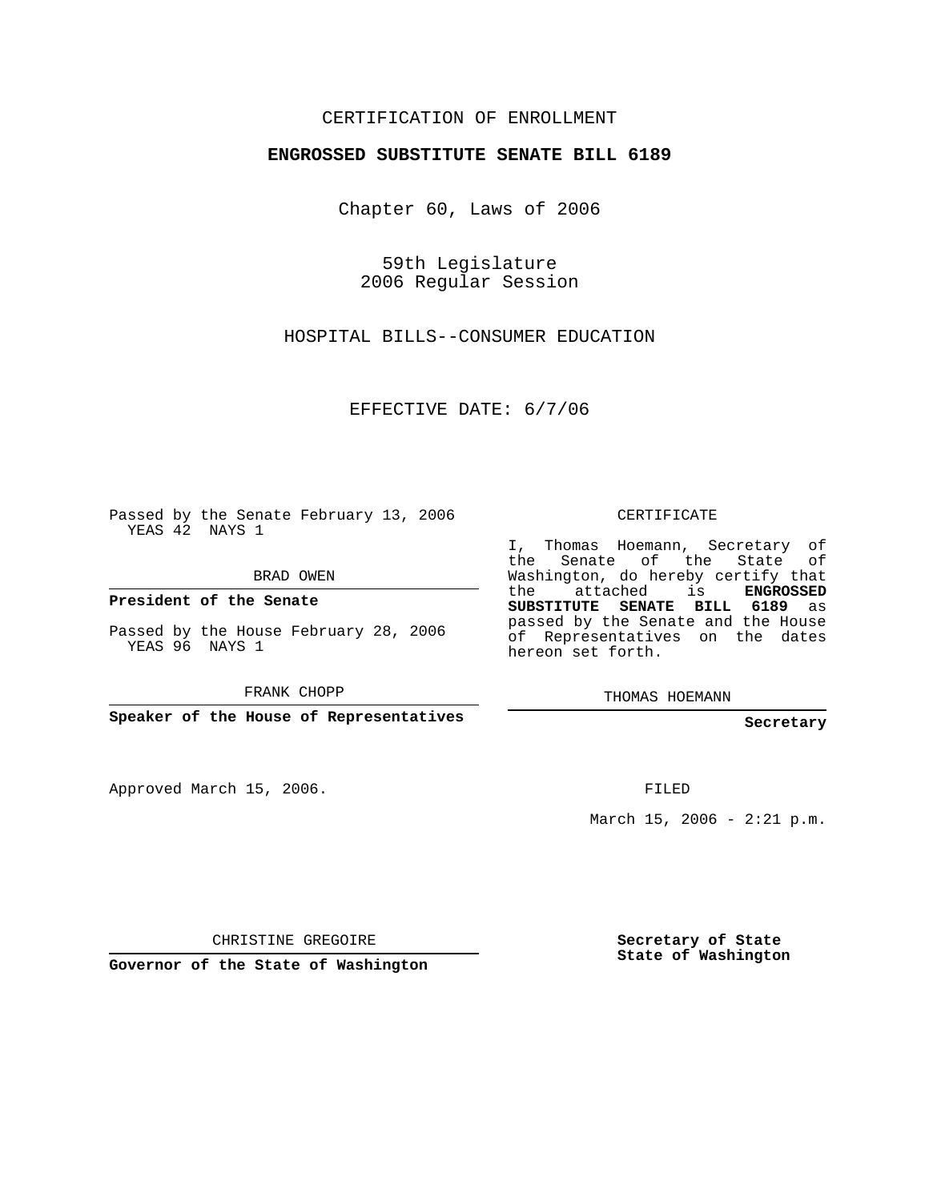CERTIFICATION OF ENROLLMENT

**ENGROSSED SUBSTITUTE SENATE BILL 6189**

Chapter 60, Laws of 2006

59th Legislature
2006 Regular Session

HOSPITAL BILLS--CONSUMER EDUCATION

EFFECTIVE DATE: 6/7/06

Passed by the Senate February 13, 2006
YEAS 42 NAYS 1

BRAD OWEN

**President of the Senate**

Passed by the House February 28, 2006
YEAS 96 NAYS 1

FRANK CHOPP

**Speaker of the House of Representatives**

Approved March 15, 2006.

CHRISTINE GREGOIRE

**Governor of the State of Washington**

CERTIFICATE

I, Thomas Hoemann, Secretary of the Senate of the State of Washington, do hereby certify that the attached is **ENGROSSED SUBSTITUTE SENATE BILL 6189** as passed by the Senate and the House of Representatives on the dates hereon set forth.

THOMAS HOEMANN

**Secretary**

FILED

March 15, 2006 - 2:21 p.m.

**Secretary of State**
**State of Washington**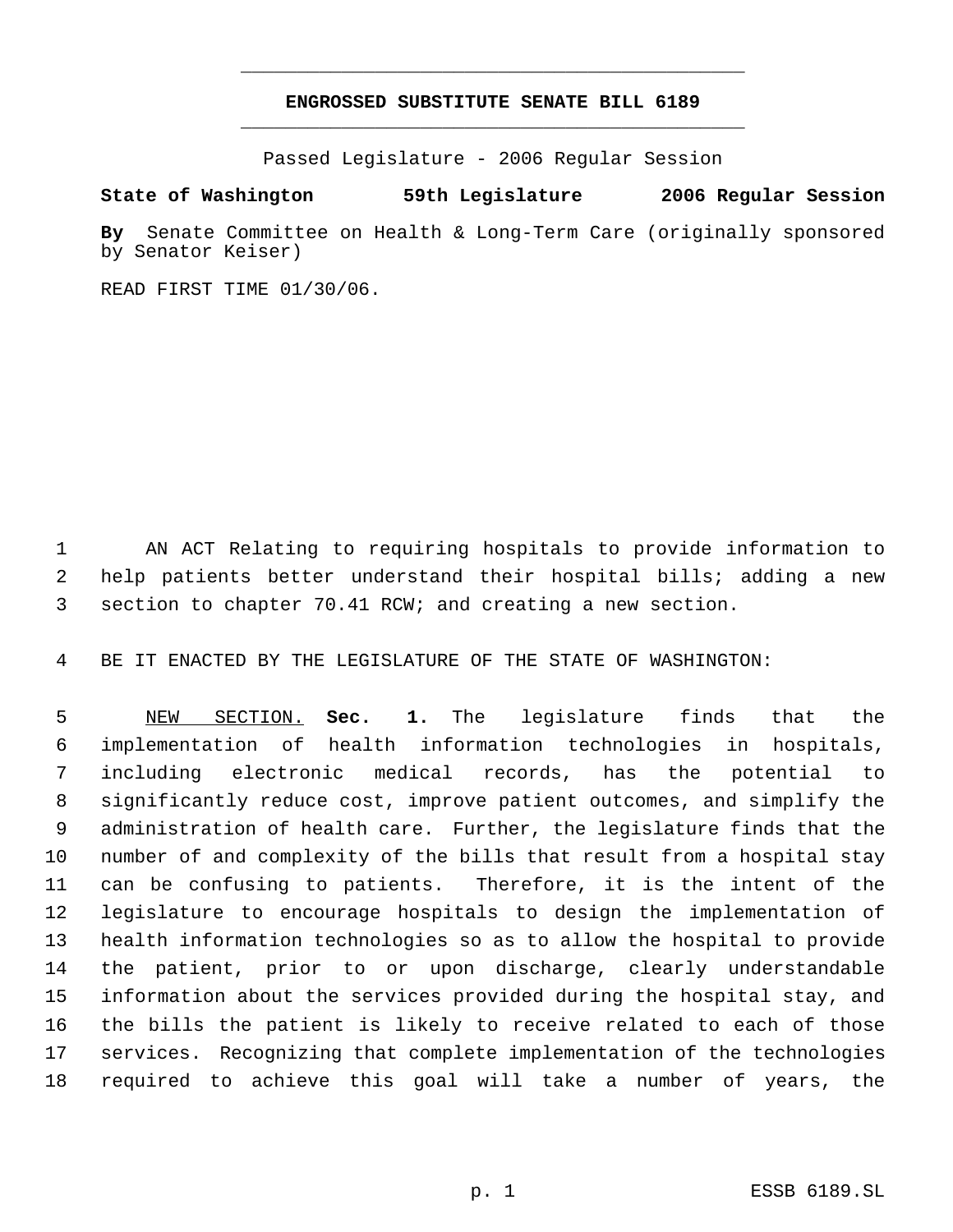# ENGROSSED SUBSTITUTE SENATE BILL 6189

Passed Legislature - 2006 Regular Session

**State of Washington 59th Legislature 2006 Regular Session**

**By** Senate Committee on Health & Long-Term Care (originally sponsored by Senator Keiser)

READ FIRST TIME 01/30/06.

AN ACT Relating to requiring hospitals to provide information to help patients better understand their hospital bills; adding a new section to chapter 70.41 RCW; and creating a new section.

BE IT ENACTED BY THE LEGISLATURE OF THE STATE OF WASHINGTON:

NEW SECTION. **Sec. 1.** The legislature finds that the implementation of health information technologies in hospitals, including electronic medical records, has the potential to significantly reduce cost, improve patient outcomes, and simplify the administration of health care. Further, the legislature finds that the number of and complexity of the bills that result from a hospital stay can be confusing to patients. Therefore, it is the intent of the legislature to encourage hospitals to design the implementation of health information technologies so as to allow the hospital to provide the patient, prior to or upon discharge, clearly understandable information about the services provided during the hospital stay, and the bills the patient is likely to receive related to each of those services. Recognizing that complete implementation of the technologies required to achieve this goal will take a number of years, the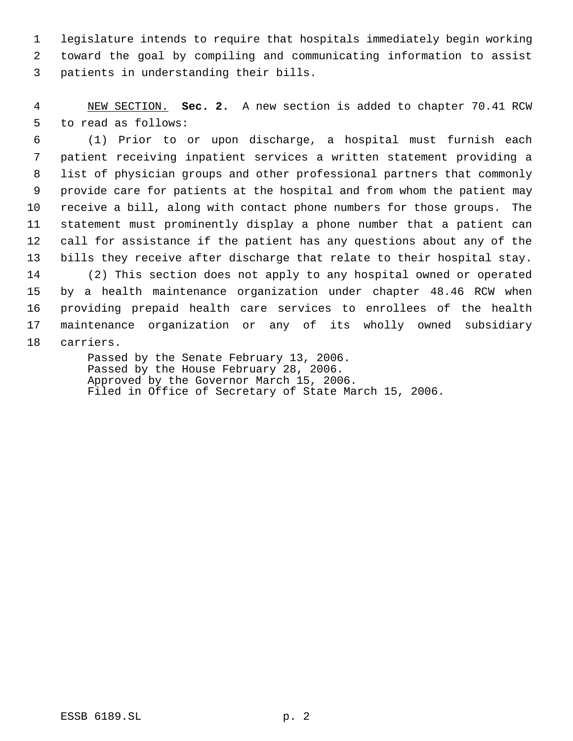legislature intends to require that hospitals immediately begin working toward the goal by compiling and communicating information to assist patients in understanding their bills.

NEW SECTION. **Sec. 2.** A new section is added to chapter 70.41 RCW to read as follows:

(1) Prior to or upon discharge, a hospital must furnish each patient receiving inpatient services a written statement providing a list of physician groups and other professional partners that commonly provide care for patients at the hospital and from whom the patient may receive a bill, along with contact phone numbers for those groups. The statement must prominently display a phone number that a patient can call for assistance if the patient has any questions about any of the bills they receive after discharge that relate to their hospital stay.

(2) This section does not apply to any hospital owned or operated by a health maintenance organization under chapter 48.46 RCW when providing prepaid health care services to enrollees of the health maintenance organization or any of its wholly owned subsidiary carriers.

Passed by the Senate February 13, 2006.
Passed by the House February 28, 2006.
Approved by the Governor March 15, 2006.
Filed in Office of Secretary of State March 15, 2006.